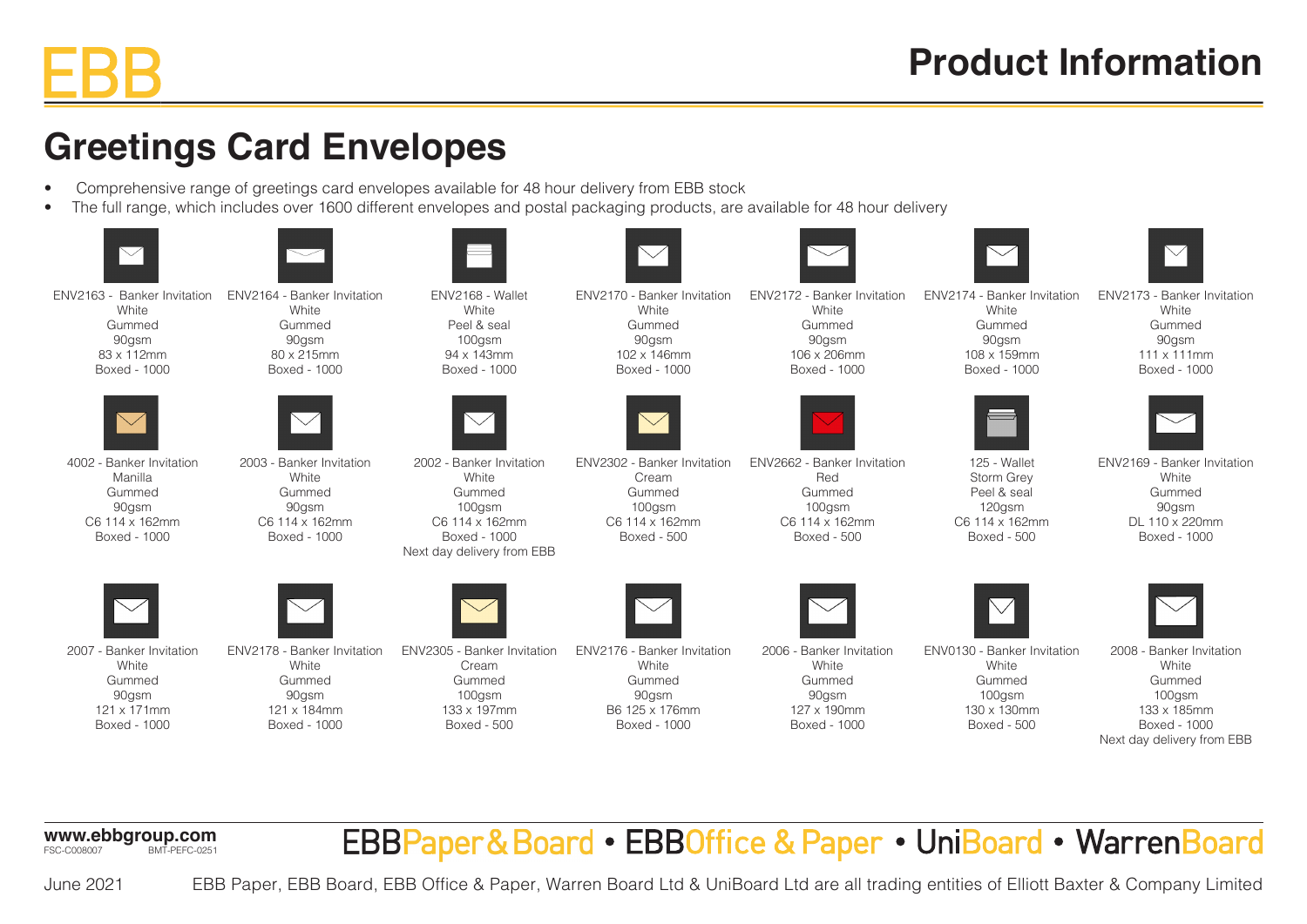# Greetings Card Envelopes

- Comprehensive range of greetings card envelopes available for 48 hour delivery from EBB stock
- The full range, which includes over 1600 different envelopes and postal packaging products, are available for 48 hour delivery

ENV2163 - Banker Invitation
White
Gummed
90gsm
83 x 112mm
Boxed - 1000

ENV2164 - Banker Invitation
White
Gummed
90gsm
80 x 215mm
Boxed - 1000

ENV2168 - Wallet
White
Peel & seal
100gsm
94 x 143mm
Boxed - 1000

ENV2170 - Banker Invitation
White
Gummed
90gsm
102 x 146mm
Boxed - 1000

ENV2172 - Banker Invitation
White
Gummed
90gsm
106 x 206mm
Boxed - 1000

ENV2174 - Banker Invitation
White
Gummed
90gsm
108 x 159mm
Boxed - 1000

ENV2173 - Banker Invitation
White
Gummed
90gsm
111 x 111mm
Boxed - 1000

4002 - Banker Invitation
Manilla
Gummed
90gsm
C6 114 x 162mm
Boxed - 1000

2003 - Banker Invitation
White
Gummed
90gsm
C6 114 x 162mm
Boxed - 1000

2002 - Banker Invitation
White
Gummed
100gsm
C6 114 x 162mm
Boxed - 1000
Next day delivery from EBB

ENV2302 - Banker Invitation
Cream
Gummed
100gsm
C6 114 x 162mm
Boxed - 500

ENV2662 - Banker Invitation
Red
Gummed
100gsm
C6 114 x 162mm
Boxed - 500

125 - Wallet
Storm Grey
Peel & seal
120gsm
C6 114 x 162mm
Boxed - 500

ENV2169 - Banker Invitation
White
Gummed
90gsm
DL 110 x 220mm
Boxed - 1000

2007 - Banker Invitation
White
Gummed
90gsm
121 x 171mm
Boxed - 1000

ENV2178 - Banker Invitation
White
Gummed
90gsm
121 x 184mm
Boxed - 1000

ENV2305 - Banker Invitation
Cream
Gummed
100gsm
133 x 197mm
Boxed - 500

ENV2176 - Banker Invitation
White
Gummed
90gsm
B6 125 x 176mm
Boxed - 1000

2006 - Banker Invitation
White
Gummed
90gsm
127 x 190mm
Boxed - 1000

ENV0130 - Banker Invitation
White
Gummed
100gsm
130 x 130mm
Boxed - 500

2008 - Banker Invitation
White
Gummed
100gsm
133 x 185mm
Boxed - 1000
Next day delivery from EBB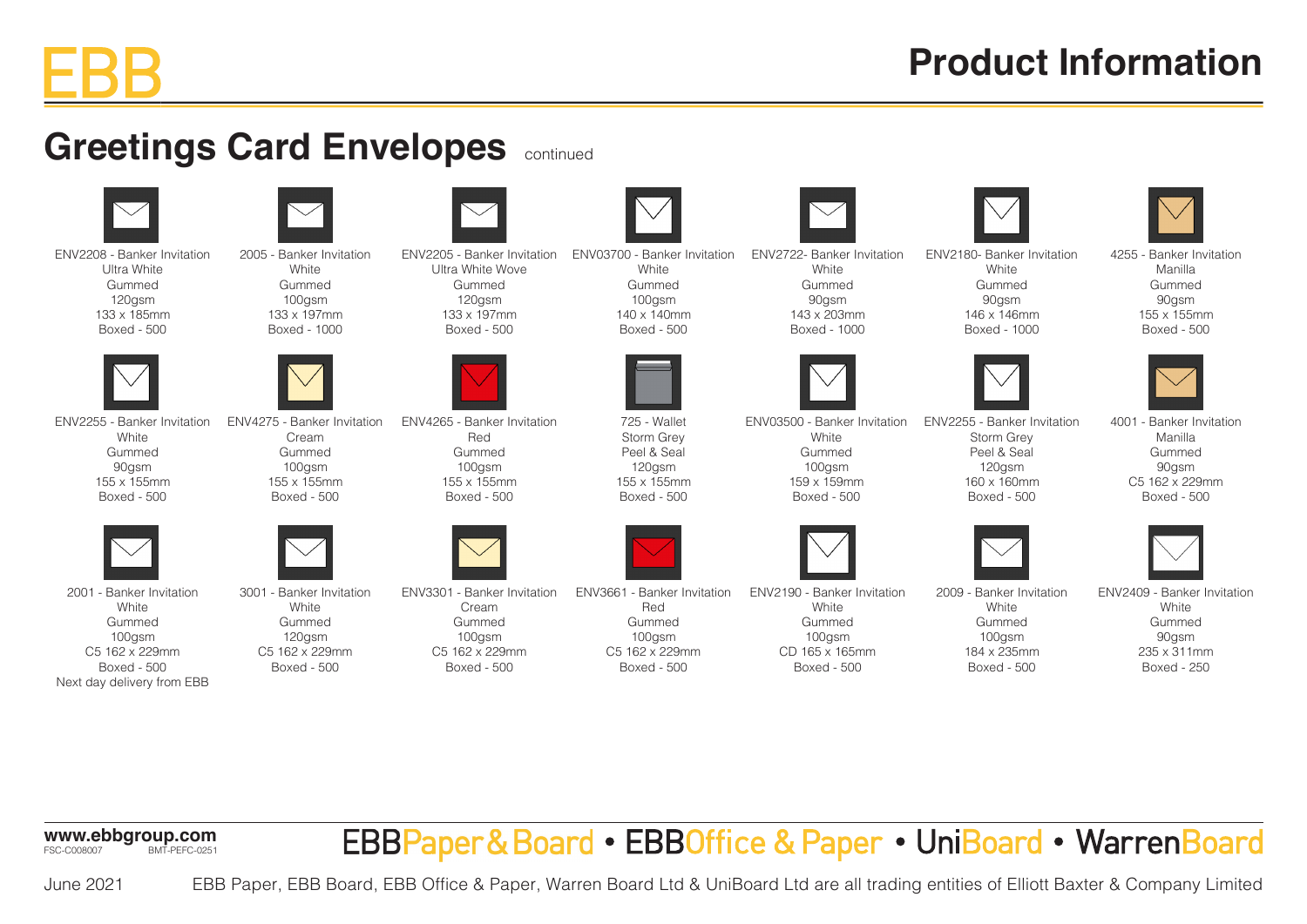# Product Information

## Greetings Card Envelopes continued

ENV2208 - Banker Invitation
Ultra White
Gummed
120gsm
133 x 185mm
Boxed - 500

2005 - Banker Invitation
White
Gummed
100gsm
133 x 197mm
Boxed - 1000

ENV2205 - Banker Invitation
Ultra White Wove
Gummed
120gsm
133 x 197mm
Boxed - 500

ENV03700 - Banker Invitation
White
Gummed
100gsm
140 x 140mm
Boxed - 500

ENV2722- Banker Invitation
White
Gummed
90gsm
143 x 203mm
Boxed - 1000

ENV2180- Banker Invitation
White
Gummed
90gsm
146 x 146mm
Boxed - 1000

4255 - Banker Invitation
Manilla
Gummed
90gsm
155 x 155mm
Boxed - 500

ENV2255 - Banker Invitation
White
Gummed
90gsm
155 x 155mm
Boxed - 500

ENV4275 - Banker Invitation
Cream
Gummed
100gsm
155 x 155mm
Boxed - 500

ENV4265 - Banker Invitation
Red
Gummed
100gsm
155 x 155mm
Boxed - 500

725 - Wallet
Storm Grey
Peel & Seal
120gsm
155 x 155mm
Boxed - 500

ENV03500 - Banker Invitation
White
Gummed
100gsm
159 x 159mm
Boxed - 500

ENV2255 - Banker Invitation
Storm Grey
Peel & Seal
120gsm
160 x 160mm
Boxed - 500

4001 - Banker Invitation
Manilla
Gummed
90gsm
C5 162 x 229mm
Boxed - 500

2001 - Banker Invitation
White
Gummed
100gsm
C5 162 x 229mm
Boxed - 500
Next day delivery from EBB

3001 - Banker Invitation
White
Gummed
120gsm
C5 162 x 229mm
Boxed - 500

ENV3301 - Banker Invitation
Cream
Gummed
100gsm
C5 162 x 229mm
Boxed - 500

ENV3661 - Banker Invitation
Red
Gummed
100gsm
C5 162 x 229mm
Boxed - 500

ENV2190 - Banker Invitation
White
Gummed
100gsm
CD 165 x 165mm
Boxed - 500

2009 - Banker Invitation
White
Gummed
100gsm
184 x 235mm
Boxed - 500

ENV2409 - Banker Invitation
White
Gummed
90gsm
235 x 311mm
Boxed - 250

**www.ebbgroup.com**
FSC-C008007 BMT-PEFC-0251

EBBPaper & Board • EBBOffice & Paper • UniBoard • WarrenBoard

June 2021

EBB Paper, EBB Board, EBB Office & Paper, Warren Board Ltd & UniBoard Ltd are all trading entities of Elliott Baxter & Company Limited